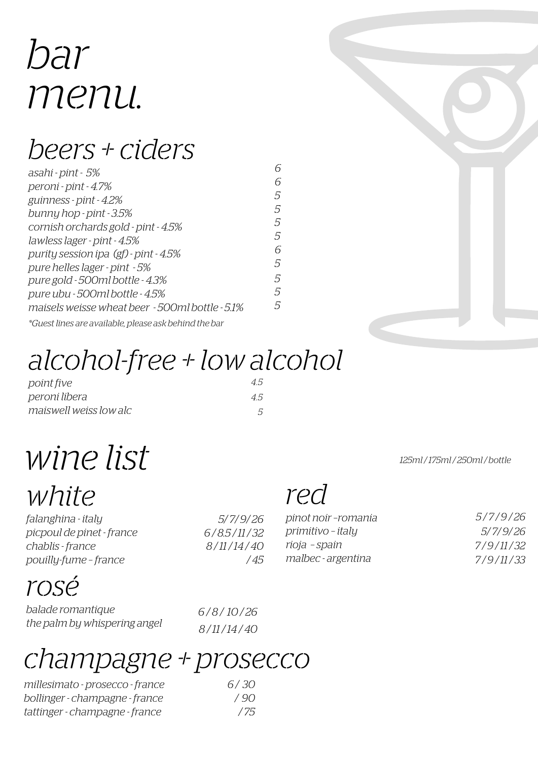# bar menu.

## beers + ciders

| | |
|---|---|
| asahi - pint - 5% | 6 |
| peroni - pint - 4.7% | 6 |
| guinness - pint - 4.2% | 5 |
| bunny hop - pint - 3.5% | 5 |
| cornish orchards gold - pint - 4.5% | 5 |
| lawless lager - pint - 4.5% | 5 |
| purity session ipa (gf) - pint - 4.5% | 6 |
| pure helles lager - pint - 5% | 5 |
| pure gold - 500ml bottle - 4.3% | 5 |
| pure ubu - 500ml bottle - 4.5% | 5 |
| maisels weisse wheat beer - 500ml bottle - 5.1% | 5 |

*Guest lines are available, please ask behind the bar

## alcohol-free + low alcohol

| | |
|---|---|
| point five | 4.5 |
| peroni libera | 4.5 |
| maiswell weiss low alc | 5 |

# wine list

125ml / 175ml / 250ml / bottle

## white

| | |
|---|---|
| falanghina - italy | 5 / 7 / 9 / 26 |
| picpoul de pinet - france | 6 / 8.5 / 11 / 32 |
| chablis - france | 8 / 11 / 14 / 40 |
| pouilly-fume – france | / 45 |

## red

| | |
|---|---|
| pinot noir –romania | 5 / 7 / 9 / 26 |
| primitivo – italy | 5 / 7 / 9 / 26 |
| rioja – spain | 7 / 9 / 11 / 32 |
| malbec - argentina | 7 / 9 / 11 / 33 |

## rosé

| | |
|---|---|
| balade romantique | 6 / 8 / 10 / 26 |
| the palm by whispering angel | 8 / 11 / 14 / 40 |

## champagne + prosecco

| | |
|---|---|
| millesimato - prosecco - france | 6 / 30 |
| bollinger - champagne - france | / 90 |
| tattinger - champagne - france | / 75 |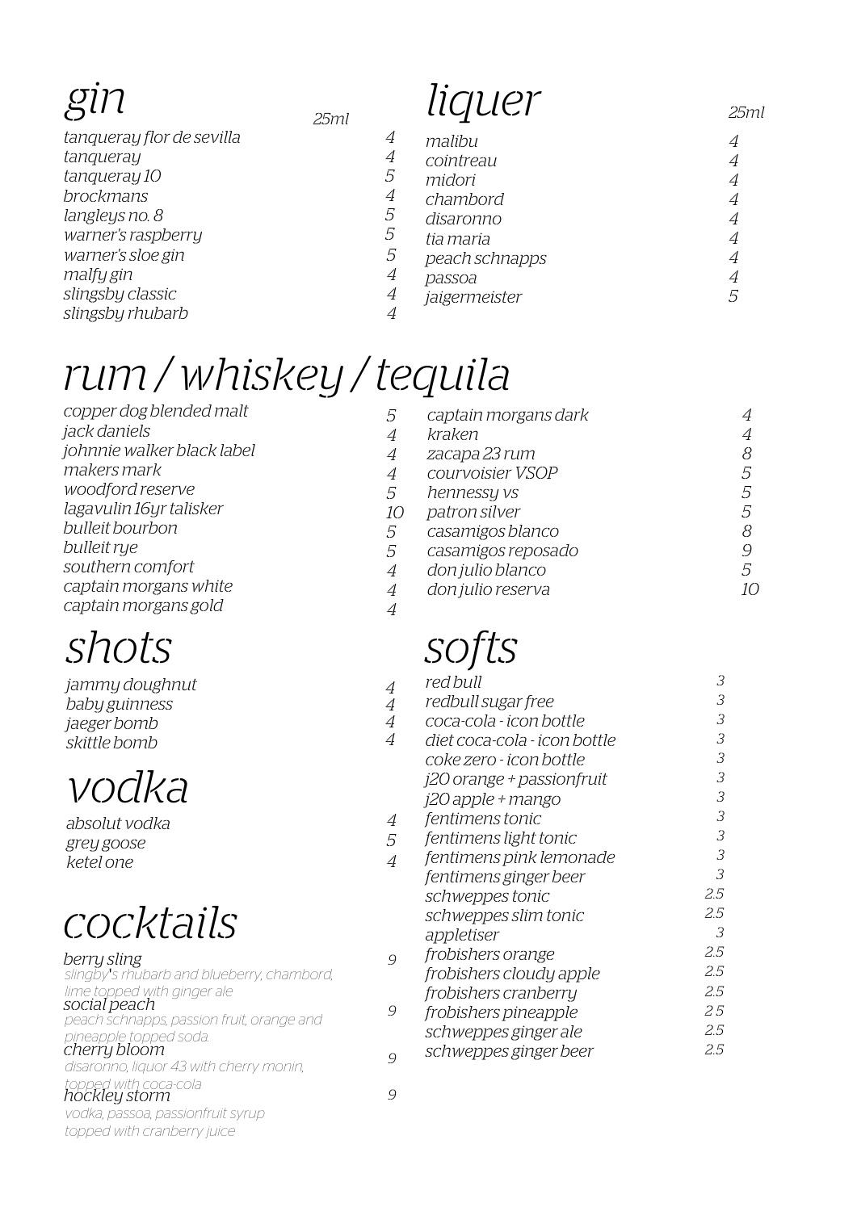# gin

| | 25ml |
|---|---|
| tanqueray flor de sevilla | 4 |
| tanqueray | 4 |
| tanqueray 10 | 5 |
| brockmans | 4 |
| langleys no. 8 | 5 |
| warner's raspberry | 5 |
| warner's sloe gin | 5 |
| malfy gin | 4 |
| slingsby classic | 4 |
| slingsby rhubarb | 4 |

# liquer

| | 25ml |
|---|---|
| malibu | 4 |
| cointreau | 4 |
| midori | 4 |
| chambord | 4 |
| disaronno | 4 |
| tia maria | 4 |
| peach schnapps | 4 |
| passoa | 4 |
| jaigermeister | 5 |

# rum / whiskey / tequila

| | |
|---|---|
| copper dog blended malt | 5 |
| jack daniels | 4 |
| johnnie walker black label | 4 |
| makers mark | 4 |
| woodford reserve | 5 |
| lagavulin 16yr talisker | 10 |
| bulleit bourbon | 5 |
| bulleit rye | 5 |
| southern comfort | 4 |
| captain morgans white | 4 |
| captain morgans gold | 4 |
| captain morgans dark | 4 |
| kraken | 4 |
| zacapa 23 rum | 8 |
| courvoisier VSOP | 5 |
| hennessy vs | 5 |
| patron silver | 5 |
| casamigos blanco | 8 |
| casamigos reposado | 9 |
| don julio blanco | 5 |
| don julio reserva | 10 |

# shots

| | |
|---|---|
| jammy doughnut | 4 |
| baby guinness | 4 |
| jaeger bomb | 4 |
| skittle bomb | 4 |

# vodka

| | |
|---|---|
| absolut vodka | 4 |
| grey goose | 5 |
| ketel one | 4 |

# cocktails

**berry sling** — 9
slingby's rhubarb and blueberry, chambord, lime topped with ginger ale

**social peach** — 9
peach schnapps, passion fruit, orange and pineapple topped soda.

**cherry bloom** — 9
disaronno, liquor 43 with cherry monin, topped with coca-cola

**hockley storm** — 9
vodka, passoa, passionfruit syrup topped with cranberry juice

# softs

| | |
|---|---|
| red bull | 3 |
| redbull sugar free | 3 |
| coca-cola - icon bottle | 3 |
| diet coca-cola - icon bottle | 3 |
| coke zero - icon bottle | 3 |
| j20 orange + passionfruit | 3 |
| j20 apple + mango | 3 |
| fentimens tonic | 3 |
| fentimens light tonic | 3 |
| fentimens pink lemonade | 3 |
| fentimens ginger beer | 3 |
| schweppes tonic | 2.5 |
| schweppes slim tonic | 2.5 |
| appletiser | 3 |
| frobishers orange | 2.5 |
| frobishers cloudy apple | 2.5 |
| frobishers cranberry | 2.5 |
| frobishers pineapple | 2.5 |
| schweppes ginger ale | 2.5 |
| schweppes ginger beer | 2.5 |